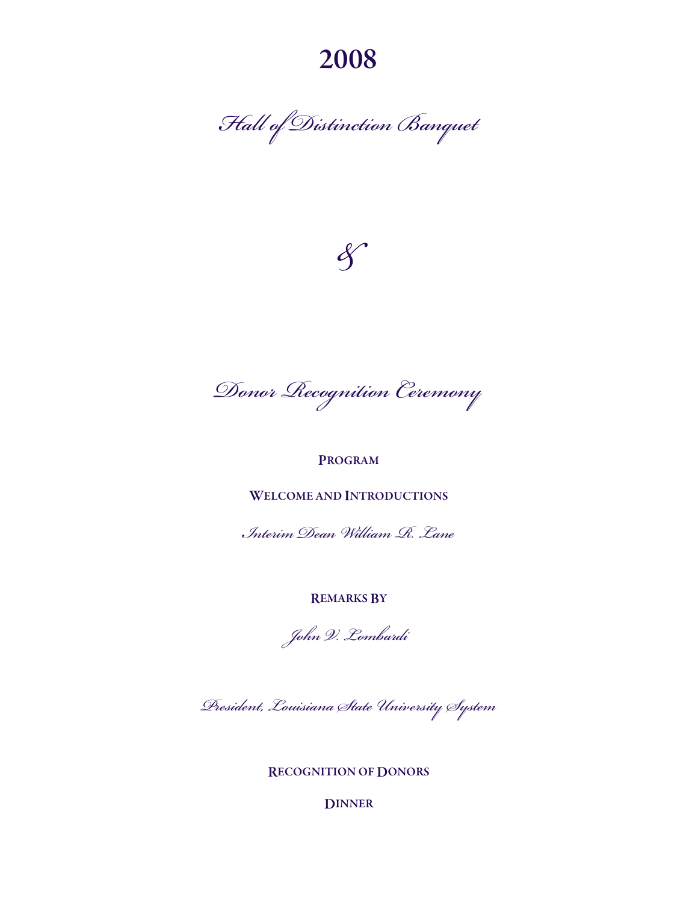# 2008

## *Hall of Distinction Banquet*

*&*

## *Donor Recognition Ceremony*

**PROGRAM**

**WELCOME AND INTRODUCTIONS**

*Interim Dean William R. Lane*

**REMARKS BY**

*John V. Lombardi*

*President, Louisiana State University System*

**RECOGNITION OF DONORS**

**DINNER**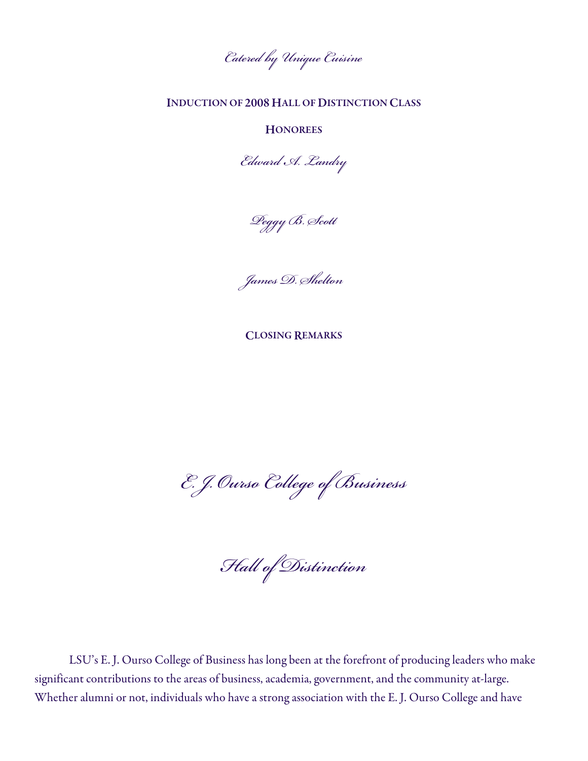*Catered by Unique Cuisine*

**INDUCTION OF 2008 HALL OF DISTINCTION CLASS**

**HONOREES**

*Edward A. Landry*

*Peggy B. Scott*

*James D. Shelton*

**CLOSING REMARKS**

# *E. J. Ourso College of Business*

# *Hall of Distinction*

LSU's E. J. Ourso College of Business has long been at the forefront of producing leaders who make significant contributions to the areas of business, academia, government, and the community at-large. Whether alumni or not, individuals who have a strong association with the E. J. Ourso College and have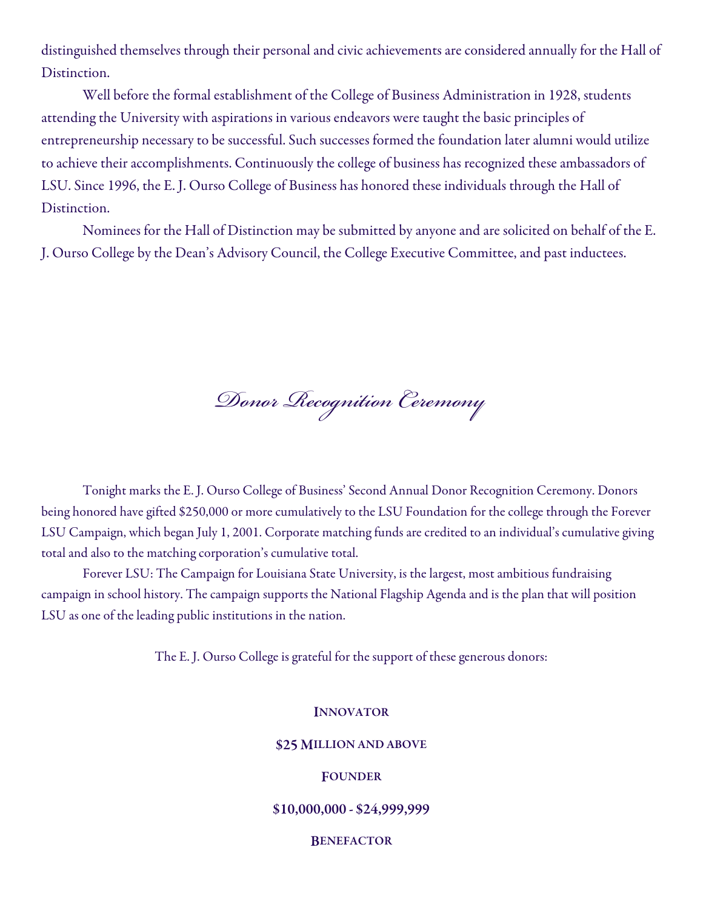distinguished themselves through their personal and civic achievements are considered annually for the Hall of Distinction.

Well before the formal establishment of the College of Business Administration in 1928, students attending the University with aspirations in various endeavors were taught the basic principles of entrepreneurship necessary to be successful. Such successes formed the foundation later alumni would utilize to achieve their accomplishments. Continuously the college of business has recognized these ambassadors of LSU. Since 1996, the E. J. Ourso College of Business has honored these individuals through the Hall of Distinction.

Nominees for the Hall of Distinction may be submitted by anyone and are solicited on behalf of the E. J. Ourso College by the Dean's Advisory Council, the College Executive Committee, and past inductees.

## *Donor Recognition Ceremony*

Tonight marks the E. J. Ourso College of Business' Second Annual Donor Recognition Ceremony. Donors being honored have gifted $250,000 or more cumulatively to the LSU Foundation for the college through the Forever LSU Campaign, which began July 1, 2001. Corporate matching funds are credited to an individual's cumulative giving total and also to the matching corporation's cumulative total.

Forever LSU: The Campaign for Louisiana State University, is the largest, most ambitious fundraising campaign in school history. The campaign supports the National Flagship Agenda and is the plan that will position LSU as one of the leading public institutions in the nation.

The E. J. Ourso College is grateful for the support of these generous donors:

**INNOVATOR**

**$25 MILLION AND ABOVE**

**FOUNDER**

**$10,000,000 - $24,999,999**

**BENEFACTOR**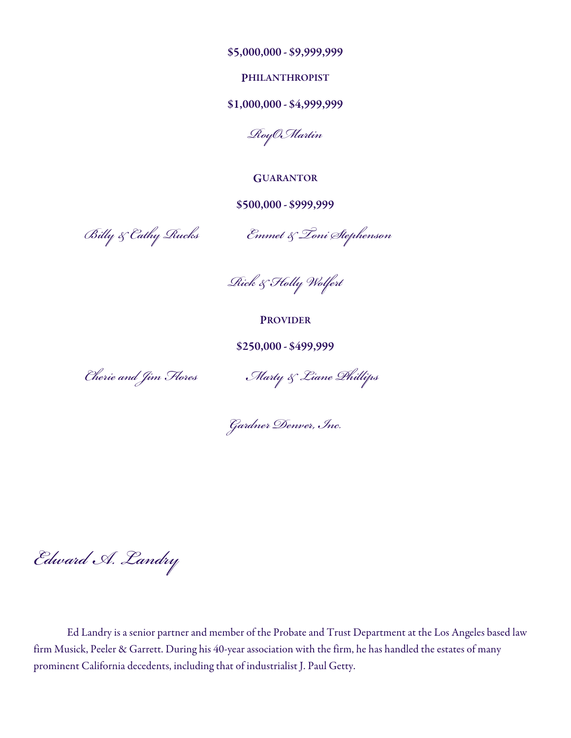**$5,000,000 - $9,999,999**

**PHILANTHROPIST**

**$1,000,000 - $4,999,999**

*RoyO.Martin*

**GUARANTOR**

**$500,000 - $999,999**

*Billy & Cathy Rucks*

*Emmet & Toni Stephenson*

*Rick & Holly Wolfert*

**PROVIDER**

**$250,000 - $499,999**

*Cherie and Jim Flores*

*Marty & Liane Phillips*

*Gardner Denver, Inc.*

## *Edward A. Landry*

Ed Landry is a senior partner and member of the Probate and Trust Department at the Los Angeles based law firm Musick, Peeler & Garrett. During his 40-year association with the firm, he has handled the estates of many prominent California decedents, including that of industrialist J. Paul Getty.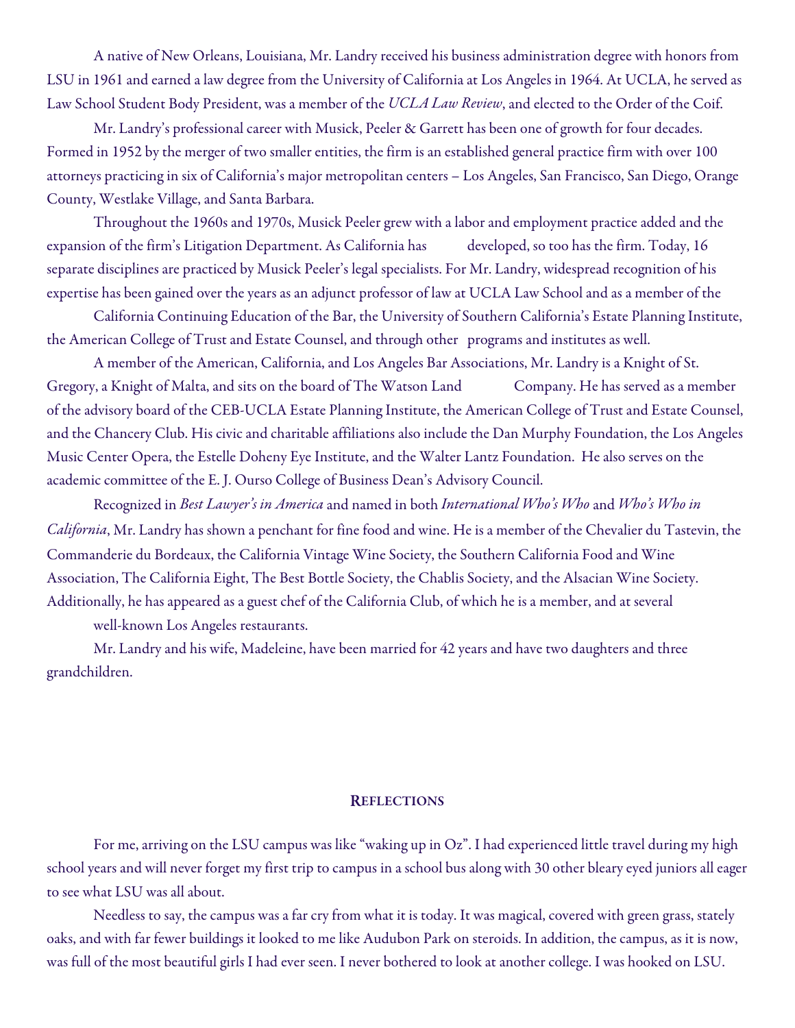A native of New Orleans, Louisiana, Mr. Landry received his business administration degree with honors from LSU in 1961 and earned a law degree from the University of California at Los Angeles in 1964. At UCLA, he served as Law School Student Body President, was a member of the *UCLA Law Review*, and elected to the Order of the Coif.

Mr. Landry's professional career with Musick, Peeler & Garrett has been one of growth for four decades. Formed in 1952 by the merger of two smaller entities, the firm is an established general practice firm with over 100 attorneys practicing in six of California's major metropolitan centers – Los Angeles, San Francisco, San Diego, Orange County, Westlake Village, and Santa Barbara.

Throughout the 1960s and 1970s, Musick Peeler grew with a labor and employment practice added and the expansion of the firm's Litigation Department. As California has developed, so too has the firm. Today, 16 separate disciplines are practiced by Musick Peeler's legal specialists. For Mr. Landry, widespread recognition of his expertise has been gained over the years as an adjunct professor of law at UCLA Law School and as a member of the California Continuing Education of the Bar, the University of Southern California's Estate Planning Institute, the American College of Trust and Estate Counsel, and through other programs and institutes as well.

A member of the American, California, and Los Angeles Bar Associations, Mr. Landry is a Knight of St. Gregory, a Knight of Malta, and sits on the board of The Watson Land Company. He has served as a member of the advisory board of the CEB-UCLA Estate Planning Institute, the American College of Trust and Estate Counsel, and the Chancery Club. His civic and charitable affiliations also include the Dan Murphy Foundation, the Los Angeles Music Center Opera, the Estelle Doheny Eye Institute, and the Walter Lantz Foundation. He also serves on the academic committee of the E. J. Ourso College of Business Dean's Advisory Council.

Recognized in *Best Lawyer's in America* and named in both *International Who's Who* and *Who's Who in California*, Mr. Landry has shown a penchant for fine food and wine. He is a member of the Chevalier du Tastevin, the Commanderie du Bordeaux, the California Vintage Wine Society, the Southern California Food and Wine Association, The California Eight, The Best Bottle Society, the Chablis Society, and the Alsacian Wine Society. Additionally, he has appeared as a guest chef of the California Club, of which he is a member, and at several well-known Los Angeles restaurants.

Mr. Landry and his wife, Madeleine, have been married for 42 years and have two daughters and three grandchildren.

## Reflections

For me, arriving on the LSU campus was like "waking up in Oz". I had experienced little travel during my high school years and will never forget my first trip to campus in a school bus along with 30 other bleary eyed juniors all eager to see what LSU was all about.

Needless to say, the campus was a far cry from what it is today. It was magical, covered with green grass, stately oaks, and with far fewer buildings it looked to me like Audubon Park on steroids. In addition, the campus, as it is now, was full of the most beautiful girls I had ever seen. I never bothered to look at another college. I was hooked on LSU.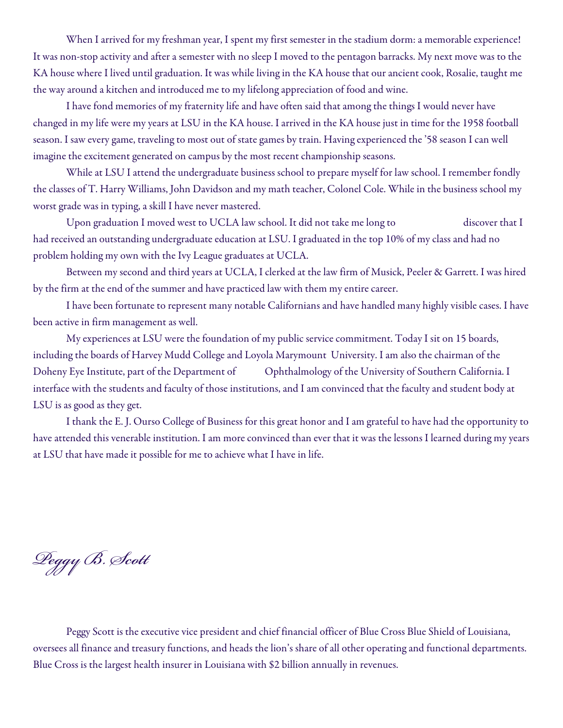When I arrived for my freshman year, I spent my first semester in the stadium dorm: a memorable experience! It was non-stop activity and after a semester with no sleep I moved to the pentagon barracks. My next move was to the KA house where I lived until graduation. It was while living in the KA house that our ancient cook, Rosalie, taught me the way around a kitchen and introduced me to my lifelong appreciation of food and wine.

I have fond memories of my fraternity life and have often said that among the things I would never have changed in my life were my years at LSU in the KA house. I arrived in the KA house just in time for the 1958 football season. I saw every game, traveling to most out of state games by train. Having experienced the '58 season I can well imagine the excitement generated on campus by the most recent championship seasons.

While at LSU I attend the undergraduate business school to prepare myself for law school. I remember fondly the classes of T. Harry Williams, John Davidson and my math teacher, Colonel Cole. While in the business school my worst grade was in typing, a skill I have never mastered.

Upon graduation I moved west to UCLA law school. It did not take me long to discover that I had received an outstanding undergraduate education at LSU. I graduated in the top 10% of my class and had no problem holding my own with the Ivy League graduates at UCLA.

Between my second and third years at UCLA, I clerked at the law firm of Musick, Peeler & Garrett. I was hired by the firm at the end of the summer and have practiced law with them my entire career.

I have been fortunate to represent many notable Californians and have handled many highly visible cases. I have been active in firm management as well.

My experiences at LSU were the foundation of my public service commitment. Today I sit on 15 boards, including the boards of Harvey Mudd College and Loyola Marymount University. I am also the chairman of the Doheny Eye Institute, part of the Department of Ophthalmology of the University of Southern California. I interface with the students and faculty of those institutions, and I am convinced that the faculty and student body at LSU is as good as they get.

I thank the E. J. Ourso College of Business for this great honor and I am grateful to have had the opportunity to have attended this venerable institution. I am more convinced than ever that it was the lessons I learned during my years at LSU that have made it possible for me to achieve what I have in life.

# *Peggy B. Scott*

Peggy Scott is the executive vice president and chief financial officer of Blue Cross Blue Shield of Louisiana, oversees all finance and treasury functions, and heads the lion's share of all other operating and functional departments. Blue Cross is the largest health insurer in Louisiana with $2 billion annually in revenues.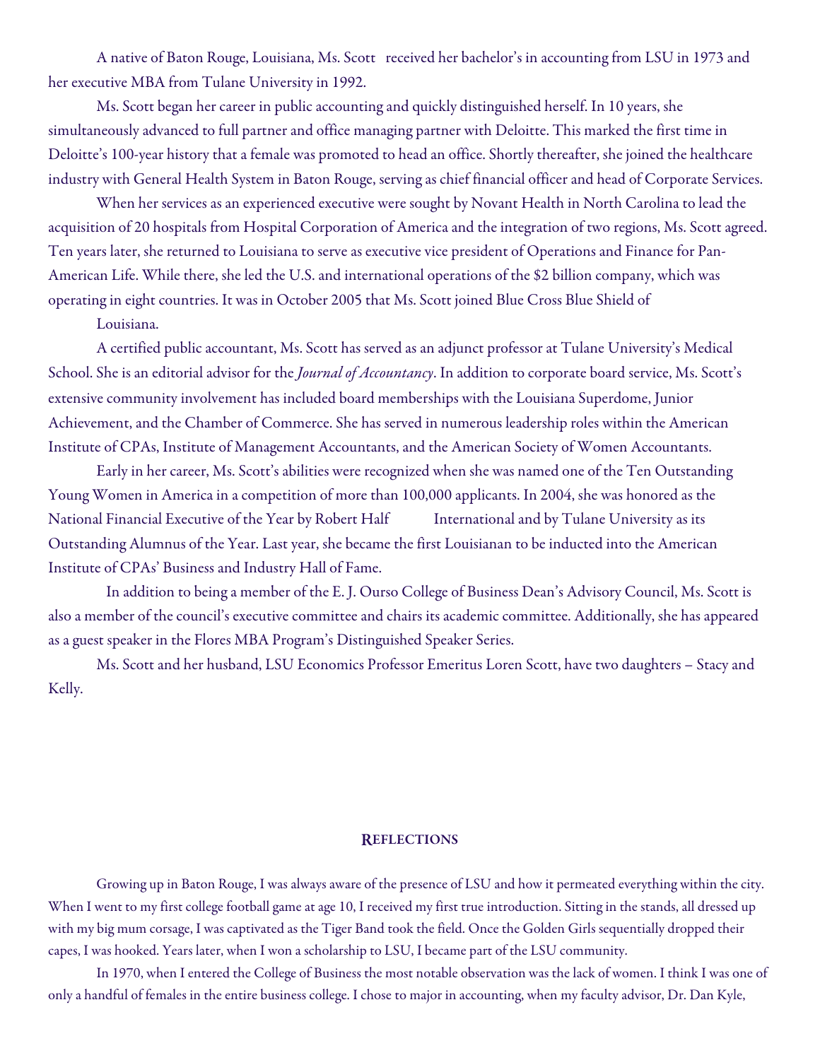A native of Baton Rouge, Louisiana, Ms. Scott received her bachelor's in accounting from LSU in 1973 and her executive MBA from Tulane University in 1992.

Ms. Scott began her career in public accounting and quickly distinguished herself. In 10 years, she simultaneously advanced to full partner and office managing partner with Deloitte. This marked the first time in Deloitte's 100-year history that a female was promoted to head an office. Shortly thereafter, she joined the healthcare industry with General Health System in Baton Rouge, serving as chief financial officer and head of Corporate Services.

When her services as an experienced executive were sought by Novant Health in North Carolina to lead the acquisition of 20 hospitals from Hospital Corporation of America and the integration of two regions, Ms. Scott agreed. Ten years later, she returned to Louisiana to serve as executive vice president of Operations and Finance for Pan-American Life. While there, she led the U.S. and international operations of the $2 billion company, which was operating in eight countries. It was in October 2005 that Ms. Scott joined Blue Cross Blue Shield of Louisiana.

A certified public accountant, Ms. Scott has served as an adjunct professor at Tulane University's Medical School. She is an editorial advisor for the *Journal of Accountancy*. In addition to corporate board service, Ms. Scott's extensive community involvement has included board memberships with the Louisiana Superdome, Junior Achievement, and the Chamber of Commerce. She has served in numerous leadership roles within the American Institute of CPAs, Institute of Management Accountants, and the American Society of Women Accountants.

Early in her career, Ms. Scott's abilities were recognized when she was named one of the Ten Outstanding Young Women in America in a competition of more than 100,000 applicants. In 2004, she was honored as the National Financial Executive of the Year by Robert Half International and by Tulane University as its Outstanding Alumnus of the Year. Last year, she became the first Louisianan to be inducted into the American Institute of CPAs' Business and Industry Hall of Fame.

In addition to being a member of the E. J. Ourso College of Business Dean's Advisory Council, Ms. Scott is also a member of the council's executive committee and chairs its academic committee. Additionally, she has appeared as a guest speaker in the Flores MBA Program's Distinguished Speaker Series.

Ms. Scott and her husband, LSU Economics Professor Emeritus Loren Scott, have two daughters – Stacy and Kelly.

## Reflections

Growing up in Baton Rouge, I was always aware of the presence of LSU and how it permeated everything within the city. When I went to my first college football game at age 10, I received my first true introduction. Sitting in the stands, all dressed up with my big mum corsage, I was captivated as the Tiger Band took the field. Once the Golden Girls sequentially dropped their capes, I was hooked. Years later, when I won a scholarship to LSU, I became part of the LSU community.

In 1970, when I entered the College of Business the most notable observation was the lack of women. I think I was one of only a handful of females in the entire business college. I chose to major in accounting, when my faculty advisor, Dr. Dan Kyle,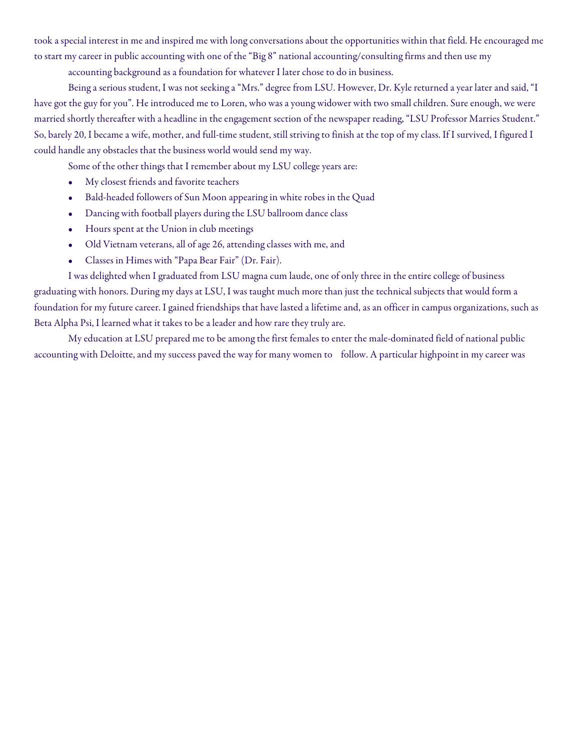took a special interest in me and inspired me with long conversations about the opportunities within that field. He encouraged me to start my career in public accounting with one of the "Big 8" national accounting/consulting firms and then use my accounting background as a foundation for whatever I later chose to do in business.

Being a serious student, I was not seeking a "Mrs." degree from LSU. However, Dr. Kyle returned a year later and said, "I have got the guy for you". He introduced me to Loren, who was a young widower with two small children. Sure enough, we were married shortly thereafter with a headline in the engagement section of the newspaper reading, "LSU Professor Marries Student." So, barely 20, I became a wife, mother, and full-time student, still striving to finish at the top of my class. If I survived, I figured I could handle any obstacles that the business world would send my way.

Some of the other things that I remember about my LSU college years are:

- My closest friends and favorite teachers
- Bald-headed followers of Sun Moon appearing in white robes in the Quad
- Dancing with football players during the LSU ballroom dance class
- Hours spent at the Union in club meetings
- Old Vietnam veterans, all of age 26, attending classes with me, and
- Classes in Himes with "Papa Bear Fair" (Dr. Fair).

I was delighted when I graduated from LSU magna cum laude, one of only three in the entire college of business graduating with honors. During my days at LSU, I was taught much more than just the technical subjects that would form a foundation for my future career. I gained friendships that have lasted a lifetime and, as an officer in campus organizations, such as Beta Alpha Psi, I learned what it takes to be a leader and how rare they truly are.

My education at LSU prepared me to be among the first females to enter the male-dominated field of national public accounting with Deloitte, and my success paved the way for many women to follow. A particular highpoint in my career was